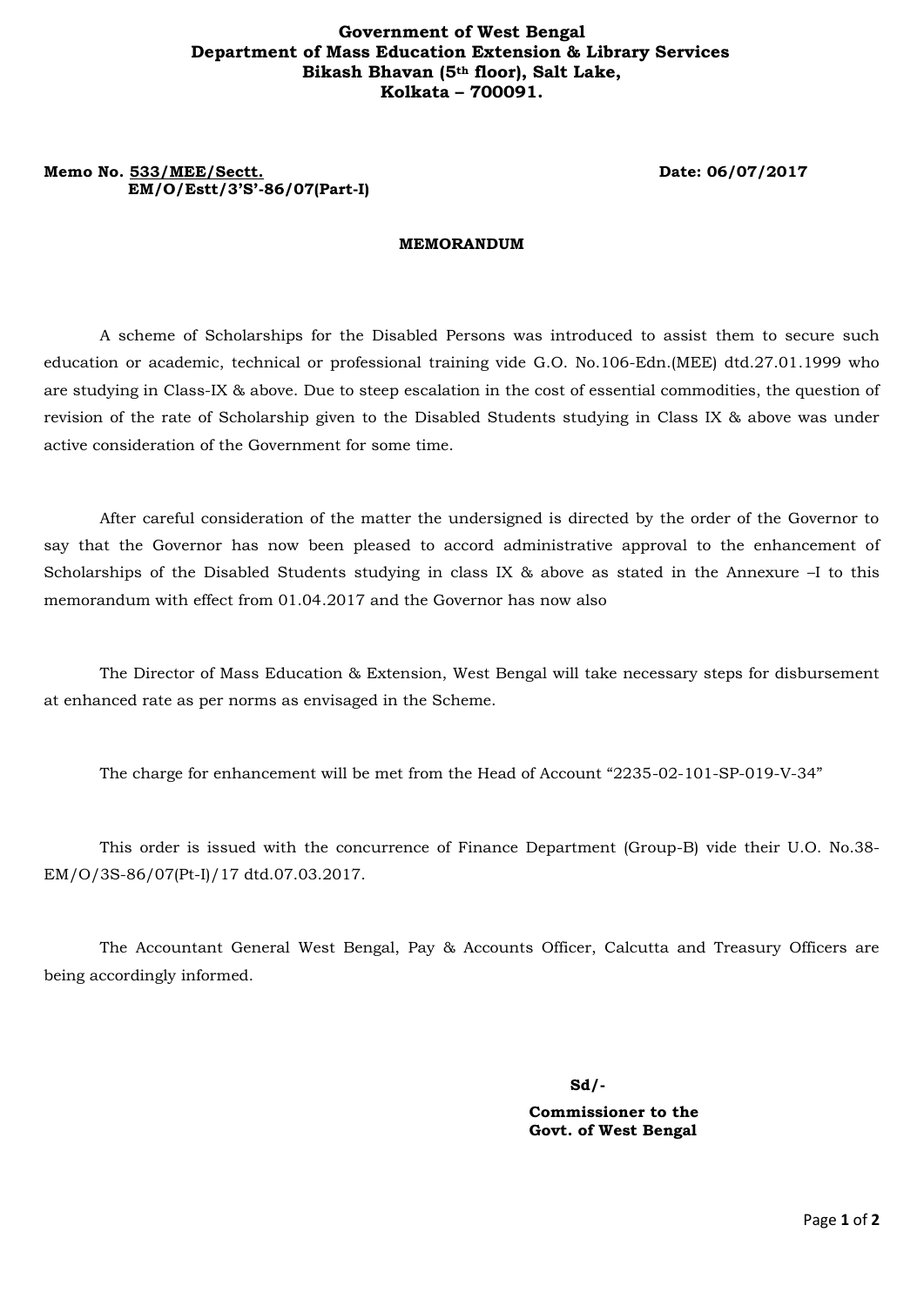**Government of West Bengal**
**Department of Mass Education Extension & Library Services**
**Bikash Bhavan (5th floor), Salt Lake,**
**Kolkata – 700091.**

**Memo No. 533/MEE/Sectt.** **Date: 06/07/2017**
**EM/O/Estt/3'S'-86/07(Part-I)**

## MEMORANDUM

A scheme of Scholarships for the Disabled Persons was introduced to assist them to secure such education or academic, technical or professional training vide G.O. No.106-Edn.(MEE) dtd.27.01.1999 who are studying in Class-IX & above. Due to steep escalation in the cost of essential commodities, the question of revision of the rate of Scholarship given to the Disabled Students studying in Class IX & above was under active consideration of the Government for some time.

After careful consideration of the matter the undersigned is directed by the order of the Governor to say that the Governor has now been pleased to accord administrative approval to the enhancement of Scholarships of the Disabled Students studying in class IX & above as stated in the Annexure –I to this memorandum with effect from 01.04.2017 and the Governor has now also

The Director of Mass Education & Extension, West Bengal will take necessary steps for disbursement at enhanced rate as per norms as envisaged in the Scheme.

The charge for enhancement will be met from the Head of Account "2235-02-101-SP-019-V-34"

This order is issued with the concurrence of Finance Department (Group-B) vide their U.O. No.38-EM/O/3S-86/07(Pt-I)/17 dtd.07.03.2017.

The Accountant General West Bengal, Pay & Accounts Officer, Calcutta and Treasury Officers are being accordingly informed.

**Sd/-**

**Commissioner to the**
**Govt. of West Bengal**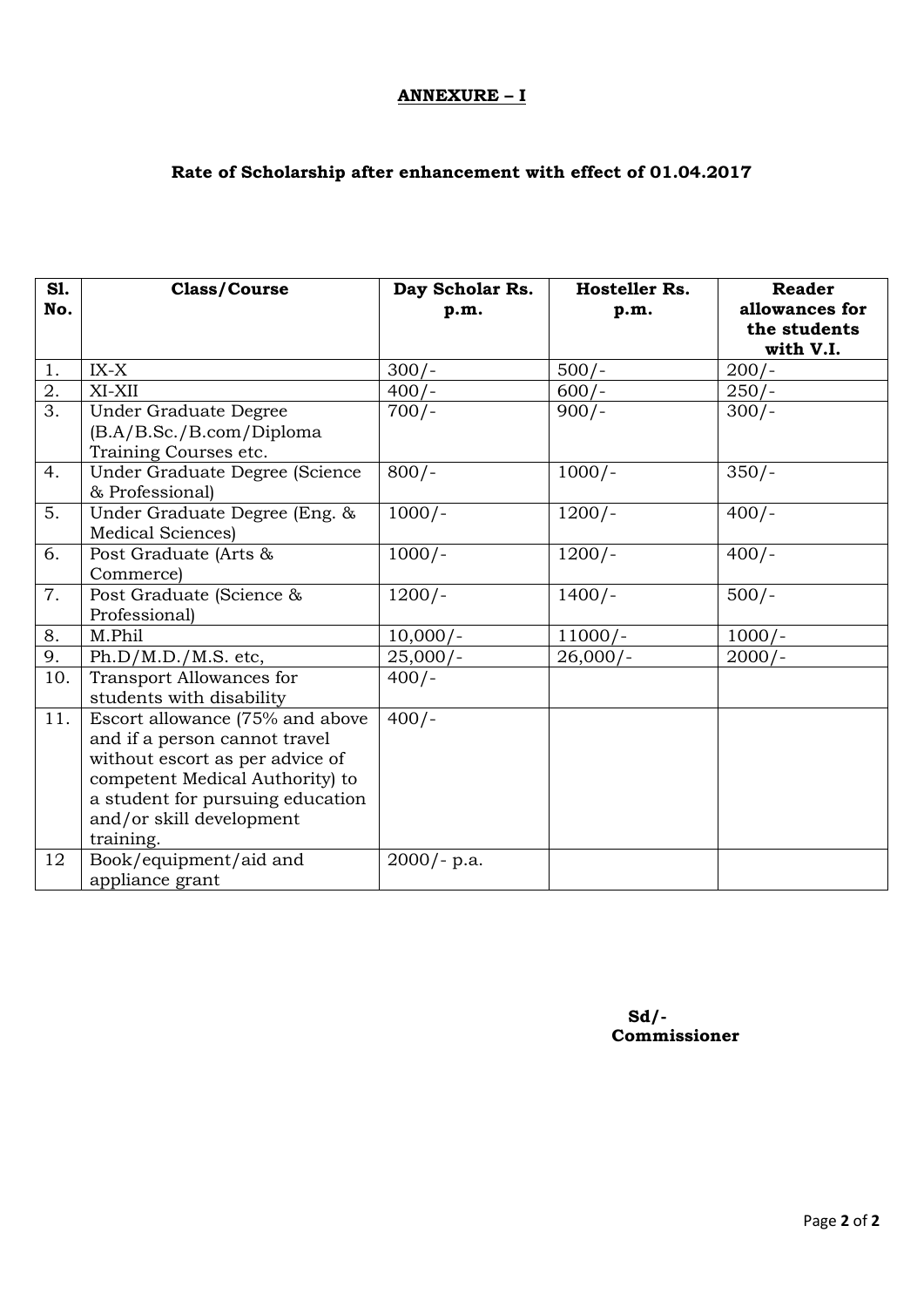**ANNEXURE – I**

**Rate of Scholarship after enhancement with effect of 01.04.2017**

| Sl. No. | Class/Course | Day Scholar Rs. p.m. | Hosteller Rs. p.m. | Reader allowances for the students with V.I. |
|---|---|---|---|---|
| 1. | IX-X | 300/- | 500/- | 200/- |
| 2. | XI-XII | 400/- | 600/- | 250/- |
| 3. | Under Graduate Degree (B.A/B.Sc./B.com/Diploma Training Courses etc. | 700/- | 900/- | 300/- |
| 4. | Under Graduate Degree (Science & Professional) | 800/- | 1000/- | 350/- |
| 5. | Under Graduate Degree (Eng. & Medical Sciences) | 1000/- | 1200/- | 400/- |
| 6. | Post Graduate (Arts & Commerce) | 1000/- | 1200/- | 400/- |
| 7. | Post Graduate (Science & Professional) | 1200/- | 1400/- | 500/- |
| 8. | M.Phil | 10,000/- | 11000/- | 1000/- |
| 9. | Ph.D/M.D./M.S. etc, | 25,000/- | 26,000/- | 2000/- |
| 10. | Transport Allowances for students with disability | 400/- | | |
| 11. | Escort allowance (75% and above and if a person cannot travel without escort as per advice of competent Medical Authority) to a student for pursuing education and/or skill development training. | 400/- | | |
| 12 | Book/equipment/aid and appliance grant | 2000/- p.a. | | |

**Sd/-**
**Commissioner**